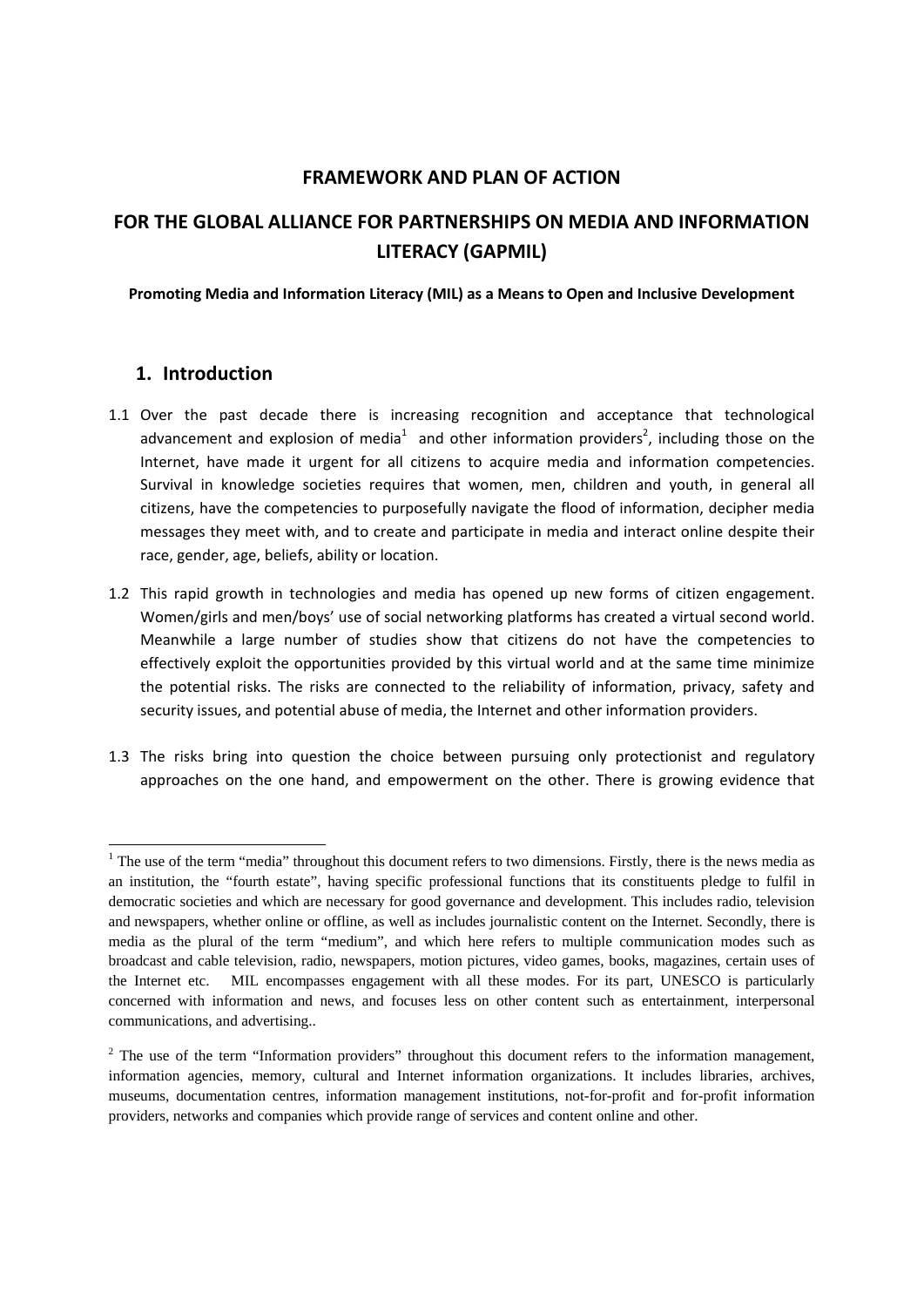# FRAMEWORK AND PLAN OF ACTION

# FOR THE GLOBAL ALLIANCE FOR PARTNERSHIPS ON MEDIA AND INFORMATION LITERACY (GAPMIL)

**Promoting Media and Information Literacy (MIL) as a Means to Open and Inclusive Development**

## 1. Introduction

1.1 Over the past decade there is increasing recognition and acceptance that technological advancement and explosion of media[1] and other information providers[2], including those on the Internet, have made it urgent for all citizens to acquire media and information competencies. Survival in knowledge societies requires that women, men, children and youth, in general all citizens, have the competencies to purposefully navigate the flood of information, decipher media messages they meet with, and to create and participate in media and interact online despite their race, gender, age, beliefs, ability or location.

1.2 This rapid growth in technologies and media has opened up new forms of citizen engagement. Women/girls and men/boys' use of social networking platforms has created a virtual second world. Meanwhile a large number of studies show that citizens do not have the competencies to effectively exploit the opportunities provided by this virtual world and at the same time minimize the potential risks. The risks are connected to the reliability of information, privacy, safety and security issues, and potential abuse of media, the Internet and other information providers.

1.3 The risks bring into question the choice between pursuing only protectionist and regulatory approaches on the one hand, and empowerment on the other. There is growing evidence that

---

[1] The use of the term "media" throughout this document refers to two dimensions. Firstly, there is the news media as an institution, the "fourth estate", having specific professional functions that its constituents pledge to fulfil in democratic societies and which are necessary for good governance and development. This includes radio, television and newspapers, whether online or offline, as well as includes journalistic content on the Internet. Secondly, there is media as the plural of the term "medium", and which here refers to multiple communication modes such as broadcast and cable television, radio, newspapers, motion pictures, video games, books, magazines, certain uses of the Internet etc. MIL encompasses engagement with all these modes. For its part, UNESCO is particularly concerned with information and news, and focuses less on other content such as entertainment, interpersonal communications, and advertising..

[2] The use of the term "Information providers" throughout this document refers to the information management, information agencies, memory, cultural and Internet information organizations. It includes libraries, archives, museums, documentation centres, information management institutions, not-for-profit and for-profit information providers, networks and companies which provide range of services and content online and other.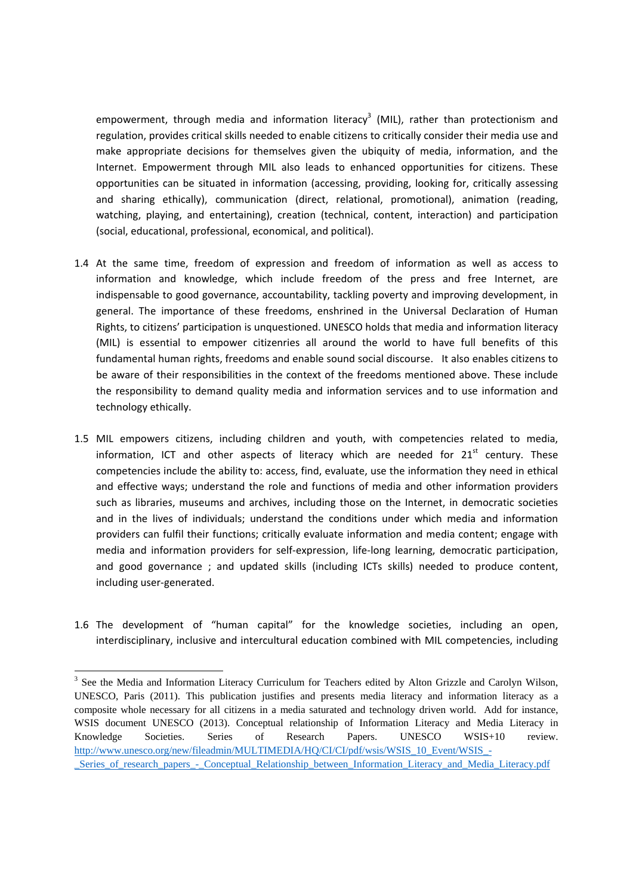empowerment, through media and information literacy[3] (MIL), rather than protectionism and regulation, provides critical skills needed to enable citizens to critically consider their media use and make appropriate decisions for themselves given the ubiquity of media, information, and the Internet. Empowerment through MIL also leads to enhanced opportunities for citizens. These opportunities can be situated in information (accessing, providing, looking for, critically assessing and sharing ethically), communication (direct, relational, promotional), animation (reading, watching, playing, and entertaining), creation (technical, content, interaction) and participation (social, educational, professional, economical, and political).

1.4 At the same time, freedom of expression and freedom of information as well as access to information and knowledge, which include freedom of the press and free Internet, are indispensable to good governance, accountability, tackling poverty and improving development, in general. The importance of these freedoms, enshrined in the Universal Declaration of Human Rights, to citizens' participation is unquestioned. UNESCO holds that media and information literacy (MIL) is essential to empower citizenries all around the world to have full benefits of this fundamental human rights, freedoms and enable sound social discourse. It also enables citizens to be aware of their responsibilities in the context of the freedoms mentioned above. These include the responsibility to demand quality media and information services and to use information and technology ethically.

1.5 MIL empowers citizens, including children and youth, with competencies related to media, information, ICT and other aspects of literacy which are needed for 21st century. These competencies include the ability to: access, find, evaluate, use the information they need in ethical and effective ways; understand the role and functions of media and other information providers such as libraries, museums and archives, including those on the Internet, in democratic societies and in the lives of individuals; understand the conditions under which media and information providers can fulfil their functions; critically evaluate information and media content; engage with media and information providers for self-expression, life-long learning, democratic participation, and good governance ; and updated skills (including ICTs skills) needed to produce content, including user-generated.

1.6 The development of "human capital" for the knowledge societies, including an open, interdisciplinary, inclusive and intercultural education combined with MIL competencies, including

---

[3] See the Media and Information Literacy Curriculum for Teachers edited by Alton Grizzle and Carolyn Wilson, UNESCO, Paris (2011). This publication justifies and presents media literacy and information literacy as a composite whole necessary for all citizens in a media saturated and technology driven world. Add for instance, WSIS document UNESCO (2013). Conceptual relationship of Information Literacy and Media Literacy in Knowledge Societies. Series of Research Papers. UNESCO WSIS+10 review. http://www.unesco.org/new/fileadmin/MULTIMEDIA/HQ/CI/CI/pdf/wsis/WSIS_10_Event/WSIS_-_Series_of_research_papers_-_Conceptual_Relationship_between_Information_Literacy_and_Media_Literacy.pdf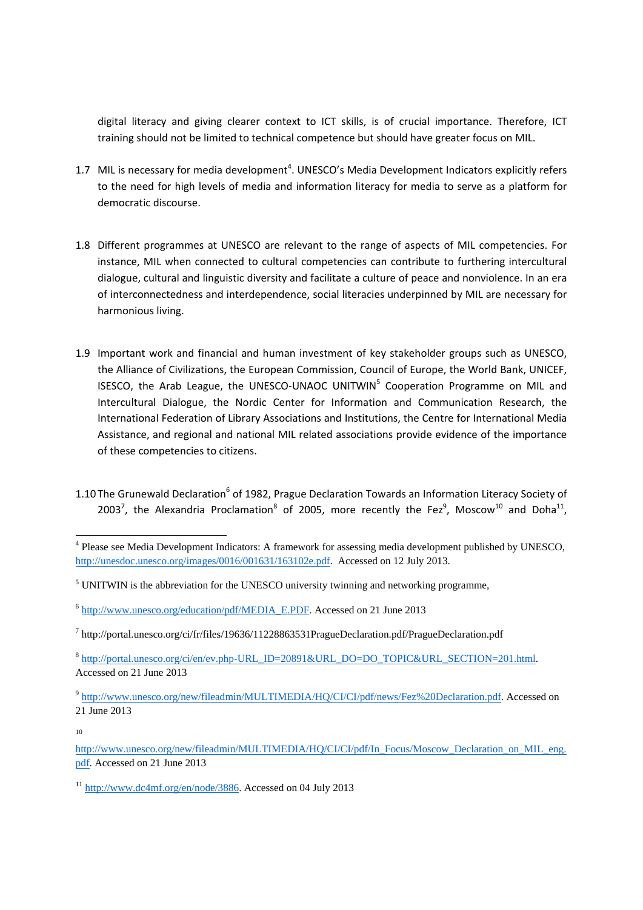digital literacy and giving clearer context to ICT skills, is of crucial importance. Therefore, ICT training should not be limited to technical competence but should have greater focus on MIL.

1.7 MIL is necessary for media development[4]. UNESCO's Media Development Indicators explicitly refers to the need for high levels of media and information literacy for media to serve as a platform for democratic discourse.

1.8 Different programmes at UNESCO are relevant to the range of aspects of MIL competencies. For instance, MIL when connected to cultural competencies can contribute to furthering intercultural dialogue, cultural and linguistic diversity and facilitate a culture of peace and nonviolence. In an era of interconnectedness and interdependence, social literacies underpinned by MIL are necessary for harmonious living.

1.9 Important work and financial and human investment of key stakeholder groups such as UNESCO, the Alliance of Civilizations, the European Commission, Council of Europe, the World Bank, UNICEF, ISESCO, the Arab League, the UNESCO-UNAOC UNITWIN[5] Cooperation Programme on MIL and Intercultural Dialogue, the Nordic Center for Information and Communication Research, the International Federation of Library Associations and Institutions, the Centre for International Media Assistance, and regional and national MIL related associations provide evidence of the importance of these competencies to citizens.

1.10 The Grunewald Declaration[6] of 1982, Prague Declaration Towards an Information Literacy Society of 2003[7], the Alexandria Proclamation[8] of 2005, more recently the Fez[9], Moscow[10] and Doha[11],

---

[4] Please see Media Development Indicators: A framework for assessing media development published by UNESCO, http://unesdoc.unesco.org/images/0016/001631/163102e.pdf. Accessed on 12 July 2013.

[5] UNITWIN is the abbreviation for the UNESCO university twinning and networking programme,

[6] http://www.unesco.org/education/pdf/MEDIA_E.PDF. Accessed on 21 June 2013

[7] http://portal.unesco.org/ci/fr/files/19636/11228863531PragueDeclaration.pdf/PragueDeclaration.pdf

[8] http://portal.unesco.org/ci/en/ev.php-URL_ID=20891&URL_DO=DO_TOPIC&URL_SECTION=201.html. Accessed on 21 June 2013

[9] http://www.unesco.org/new/fileadmin/MULTIMEDIA/HQ/CI/CI/pdf/news/Fez%20Declaration.pdf. Accessed on 21 June 2013

[10] http://www.unesco.org/new/fileadmin/MULTIMEDIA/HQ/CI/CI/pdf/In_Focus/Moscow_Declaration_on_MIL_eng.pdf. Accessed on 21 June 2013

[11] http://www.dc4mf.org/en/node/3886. Accessed on 04 July 2013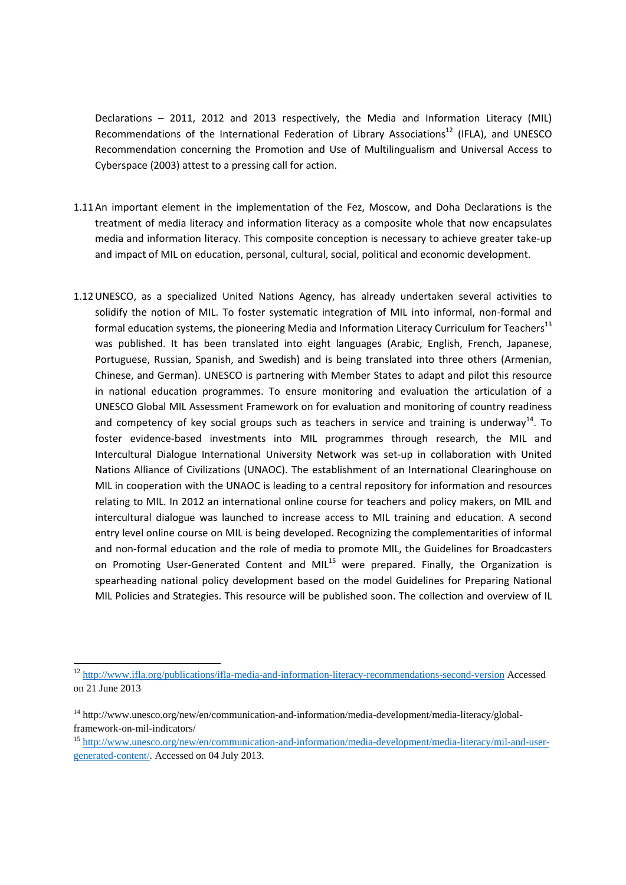Declarations – 2011, 2012 and 2013 respectively, the Media and Information Literacy (MIL) Recommendations of the International Federation of Library Associations[12] (IFLA), and UNESCO Recommendation concerning the Promotion and Use of Multilingualism and Universal Access to Cyberspace (2003) attest to a pressing call for action.

1.11 An important element in the implementation of the Fez, Moscow, and Doha Declarations is the treatment of media literacy and information literacy as a composite whole that now encapsulates media and information literacy. This composite conception is necessary to achieve greater take-up and impact of MIL on education, personal, cultural, social, political and economic development.

1.12 UNESCO, as a specialized United Nations Agency, has already undertaken several activities to solidify the notion of MIL. To foster systematic integration of MIL into informal, non-formal and formal education systems, the pioneering Media and Information Literacy Curriculum for Teachers[13] was published. It has been translated into eight languages (Arabic, English, French, Japanese, Portuguese, Russian, Spanish, and Swedish) and is being translated into three others (Armenian, Chinese, and German). UNESCO is partnering with Member States to adapt and pilot this resource in national education programmes. To ensure monitoring and evaluation the articulation of a UNESCO Global MIL Assessment Framework on for evaluation and monitoring of country readiness and competency of key social groups such as teachers in service and training is underway[14]. To foster evidence-based investments into MIL programmes through research, the MIL and Intercultural Dialogue International University Network was set-up in collaboration with United Nations Alliance of Civilizations (UNAOC). The establishment of an International Clearinghouse on MIL in cooperation with the UNAOC is leading to a central repository for information and resources relating to MIL. In 2012 an international online course for teachers and policy makers, on MIL and intercultural dialogue was launched to increase access to MIL training and education. A second entry level online course on MIL is being developed. Recognizing the complementarities of informal and non-formal education and the role of media to promote MIL, the Guidelines for Broadcasters on Promoting User-Generated Content and MIL[15] were prepared. Finally, the Organization is spearheading national policy development based on the model Guidelines for Preparing National MIL Policies and Strategies. This resource will be published soon. The collection and overview of IL

---

[12] http://www.ifla.org/publications/ifla-media-and-information-literacy-recommendations-second-version Accessed on 21 June 2013

[14] http://www.unesco.org/new/en/communication-and-information/media-development/media-literacy/global-framework-on-mil-indicators/

[15] http://www.unesco.org/new/en/communication-and-information/media-development/media-literacy/mil-and-user-generated-content/. Accessed on 04 July 2013.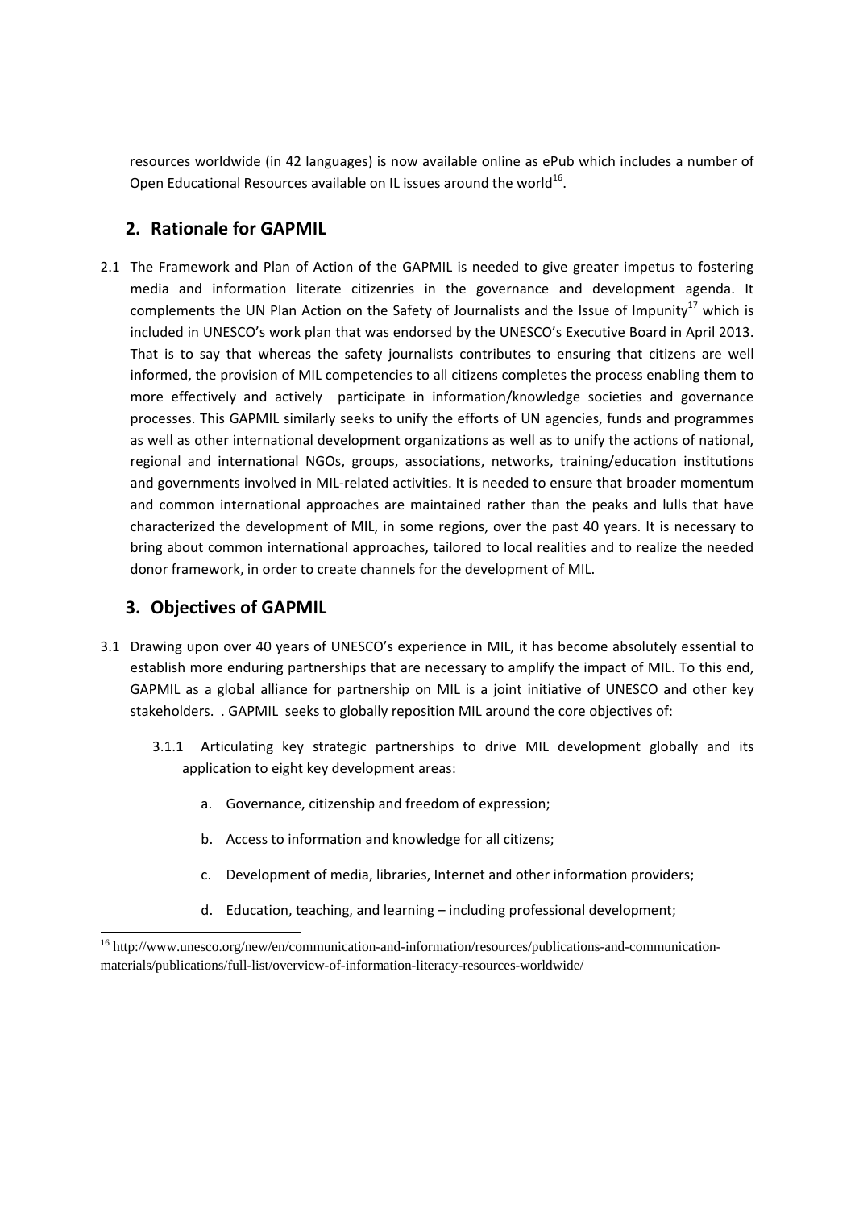resources worldwide (in 42 languages) is now available online as ePub which includes a number of Open Educational Resources available on IL issues around the world[16].

## 2. Rationale for GAPMIL

2.1 The Framework and Plan of Action of the GAPMIL is needed to give greater impetus to fostering media and information literate citizenries in the governance and development agenda. It complements the UN Plan Action on the Safety of Journalists and the Issue of Impunity[17] which is included in UNESCO's work plan that was endorsed by the UNESCO's Executive Board in April 2013. That is to say that whereas the safety journalists contributes to ensuring that citizens are well informed, the provision of MIL competencies to all citizens completes the process enabling them to more effectively and actively participate in information/knowledge societies and governance processes. This GAPMIL similarly seeks to unify the efforts of UN agencies, funds and programmes as well as other international development organizations as well as to unify the actions of national, regional and international NGOs, groups, associations, networks, training/education institutions and governments involved in MIL-related activities. It is needed to ensure that broader momentum and common international approaches are maintained rather than the peaks and lulls that have characterized the development of MIL, in some regions, over the past 40 years. It is necessary to bring about common international approaches, tailored to local realities and to realize the needed donor framework, in order to create channels for the development of MIL.

## 3. Objectives of GAPMIL

3.1 Drawing upon over 40 years of UNESCO's experience in MIL, it has become absolutely essential to establish more enduring partnerships that are necessary to amplify the impact of MIL. To this end, GAPMIL as a global alliance for partnership on MIL is a joint initiative of UNESCO and other key stakeholders. . GAPMIL seeks to globally reposition MIL around the core objectives of:

3.1.1 <u>Articulating key strategic partnerships to drive MIL</u> development globally and its application to eight key development areas:

a. Governance, citizenship and freedom of expression;

b. Access to information and knowledge for all citizens;

c. Development of media, libraries, Internet and other information providers;

d. Education, teaching, and learning – including professional development;

[16] http://www.unesco.org/new/en/communication-and-information/resources/publications-and-communication-materials/publications/full-list/overview-of-information-literacy-resources-worldwide/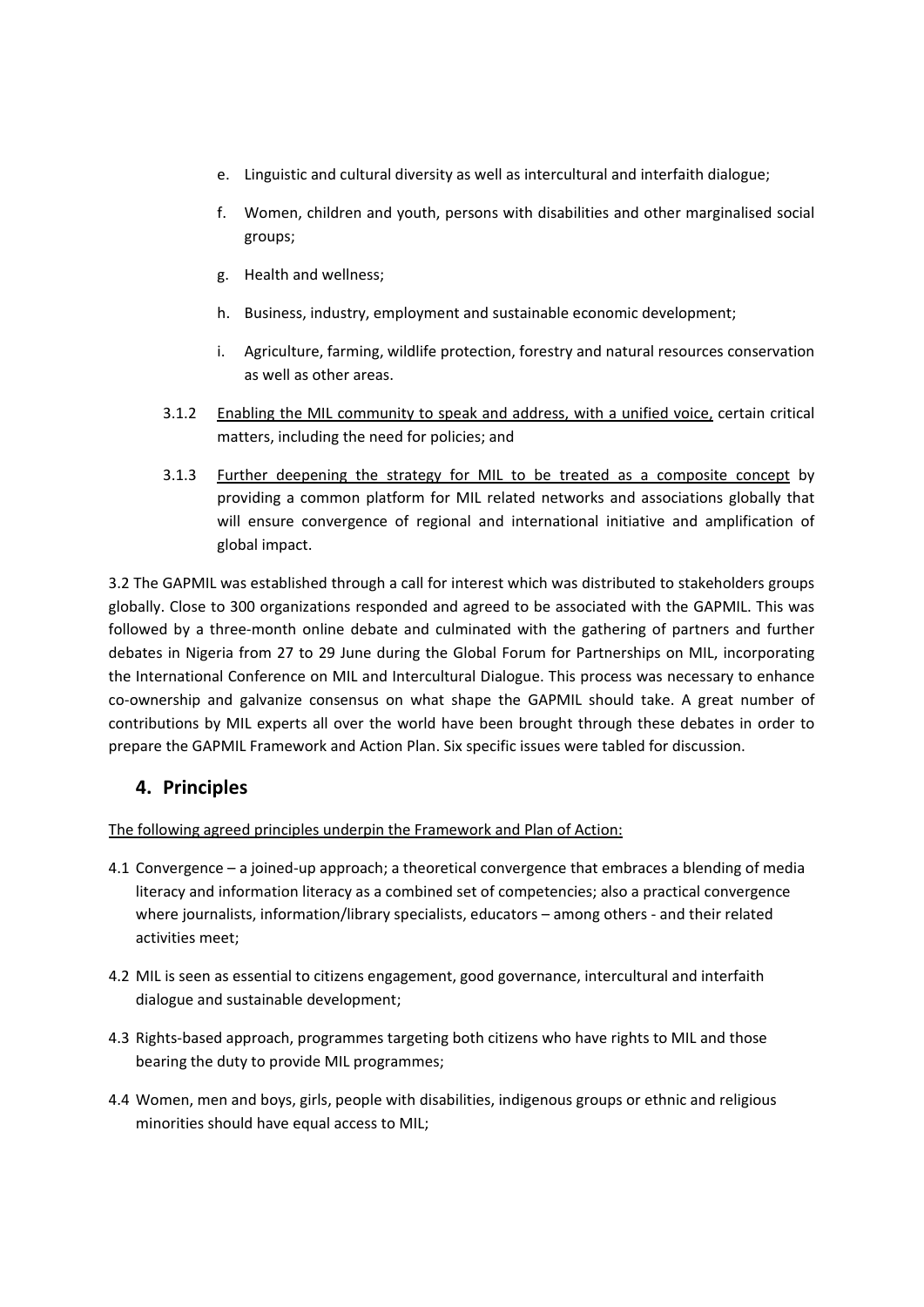e. Linguistic and cultural diversity as well as intercultural and interfaith dialogue;

f. Women, children and youth, persons with disabilities and other marginalised social groups;

g. Health and wellness;

h. Business, industry, employment and sustainable economic development;

i. Agriculture, farming, wildlife protection, forestry and natural resources conservation as well as other areas.

3.1.2 <u>Enabling the MIL community to speak and address, with a unified voice,</u> certain critical matters, including the need for policies; and

3.1.3 <u>Further deepening the strategy for MIL to be treated as a composite concept</u> by providing a common platform for MIL related networks and associations globally that will ensure convergence of regional and international initiative and amplification of global impact.

3.2 The GAPMIL was established through a call for interest which was distributed to stakeholders groups globally. Close to 300 organizations responded and agreed to be associated with the GAPMIL. This was followed by a three-month online debate and culminated with the gathering of partners and further debates in Nigeria from 27 to 29 June during the Global Forum for Partnerships on MIL, incorporating the International Conference on MIL and Intercultural Dialogue. This process was necessary to enhance co-ownership and galvanize consensus on what shape the GAPMIL should take. A great number of contributions by MIL experts all over the world have been brought through these debates in order to prepare the GAPMIL Framework and Action Plan. Six specific issues were tabled for discussion.

## 4. Principles

<u>The following agreed principles underpin the Framework and Plan of Action:</u>

4.1 Convergence – a joined-up approach; a theoretical convergence that embraces a blending of media literacy and information literacy as a combined set of competencies; also a practical convergence where journalists, information/library specialists, educators – among others - and their related activities meet;

4.2 MIL is seen as essential to citizens engagement, good governance, intercultural and interfaith dialogue and sustainable development;

4.3 Rights-based approach, programmes targeting both citizens who have rights to MIL and those bearing the duty to provide MIL programmes;

4.4 Women, men and boys, girls, people with disabilities, indigenous groups or ethnic and religious minorities should have equal access to MIL;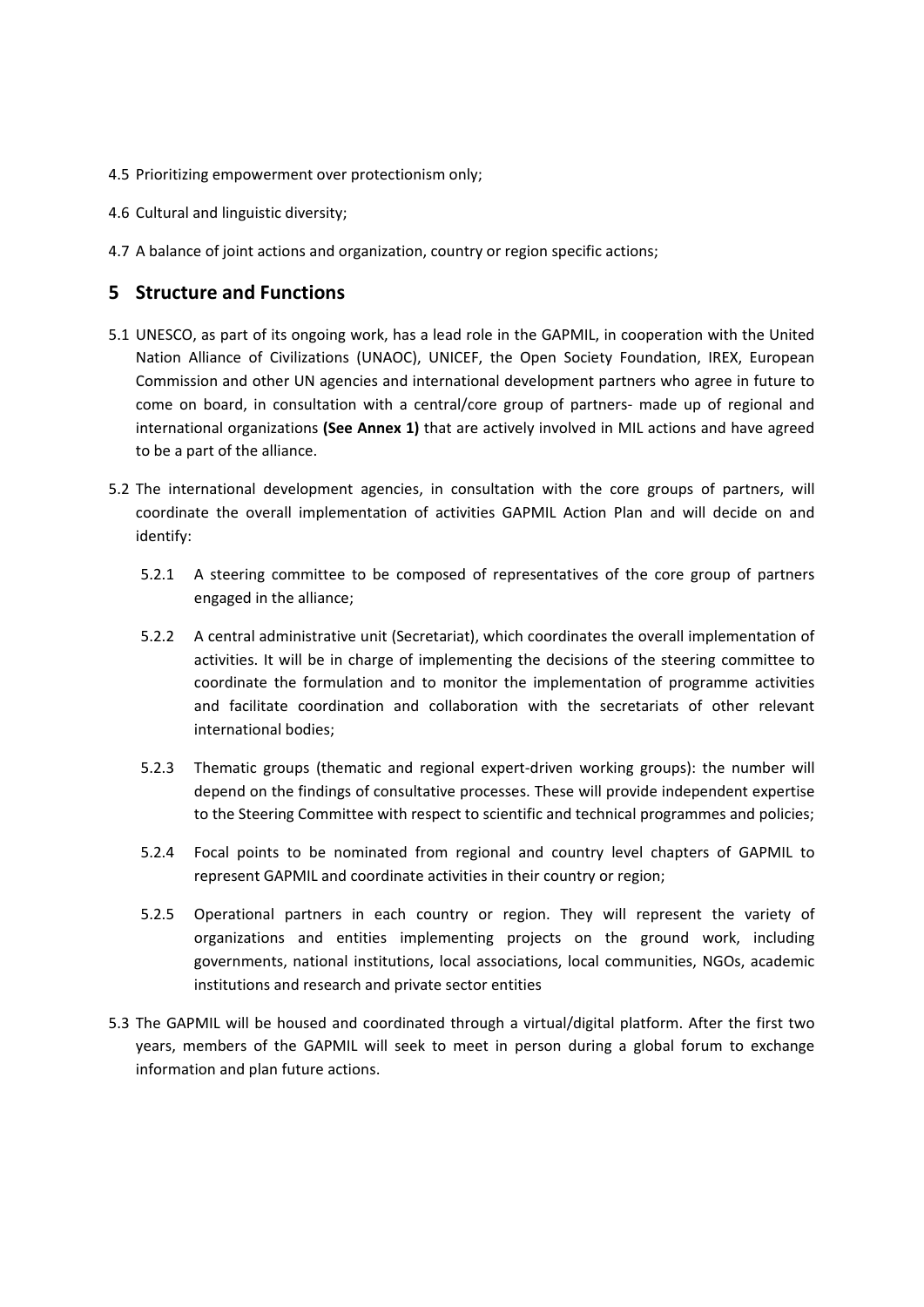4.5 Prioritizing empowerment over protectionism only;

4.6 Cultural and linguistic diversity;

4.7 A balance of joint actions and organization, country or region specific actions;

## 5 Structure and Functions

5.1 UNESCO, as part of its ongoing work, has a lead role in the GAPMIL, in cooperation with the United Nation Alliance of Civilizations (UNAOC), UNICEF, the Open Society Foundation, IREX, European Commission and other UN agencies and international development partners who agree in future to come on board, in consultation with a central/core group of partners- made up of regional and international organizations **(See Annex 1)** that are actively involved in MIL actions and have agreed to be a part of the alliance.

5.2 The international development agencies, in consultation with the core groups of partners, will coordinate the overall implementation of activities GAPMIL Action Plan and will decide on and identify:

5.2.1 A steering committee to be composed of representatives of the core group of partners engaged in the alliance;

5.2.2 A central administrative unit (Secretariat), which coordinates the overall implementation of activities. It will be in charge of implementing the decisions of the steering committee to coordinate the formulation and to monitor the implementation of programme activities and facilitate coordination and collaboration with the secretariats of other relevant international bodies;

5.2.3 Thematic groups (thematic and regional expert-driven working groups): the number will depend on the findings of consultative processes. These will provide independent expertise to the Steering Committee with respect to scientific and technical programmes and policies;

5.2.4 Focal points to be nominated from regional and country level chapters of GAPMIL to represent GAPMIL and coordinate activities in their country or region;

5.2.5 Operational partners in each country or region. They will represent the variety of organizations and entities implementing projects on the ground work, including governments, national institutions, local associations, local communities, NGOs, academic institutions and research and private sector entities

5.3 The GAPMIL will be housed and coordinated through a virtual/digital platform. After the first two years, members of the GAPMIL will seek to meet in person during a global forum to exchange information and plan future actions.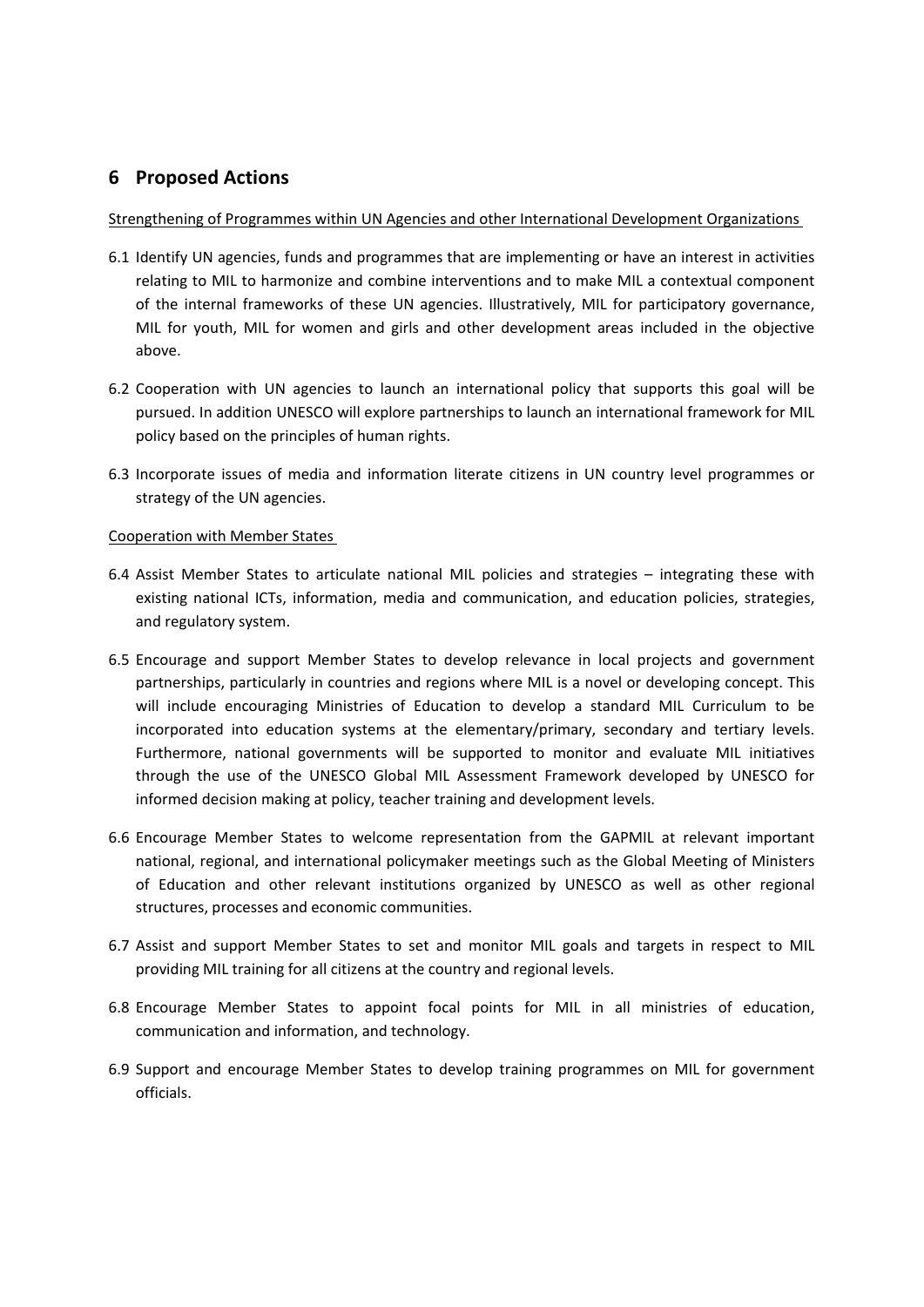## 6 Proposed Actions

Strengthening of Programmes within UN Agencies and other International Development Organizations

6.1 Identify UN agencies, funds and programmes that are implementing or have an interest in activities relating to MIL to harmonize and combine interventions and to make MIL a contextual component of the internal frameworks of these UN agencies. Illustratively, MIL for participatory governance, MIL for youth, MIL for women and girls and other development areas included in the objective above.

6.2 Cooperation with UN agencies to launch an international policy that supports this goal will be pursued. In addition UNESCO will explore partnerships to launch an international framework for MIL policy based on the principles of human rights.

6.3 Incorporate issues of media and information literate citizens in UN country level programmes or strategy of the UN agencies.

Cooperation with Member States

6.4 Assist Member States to articulate national MIL policies and strategies – integrating these with existing national ICTs, information, media and communication, and education policies, strategies, and regulatory system.

6.5 Encourage and support Member States to develop relevance in local projects and government partnerships, particularly in countries and regions where MIL is a novel or developing concept. This will include encouraging Ministries of Education to develop a standard MIL Curriculum to be incorporated into education systems at the elementary/primary, secondary and tertiary levels. Furthermore, national governments will be supported to monitor and evaluate MIL initiatives through the use of the UNESCO Global MIL Assessment Framework developed by UNESCO for informed decision making at policy, teacher training and development levels.

6.6 Encourage Member States to welcome representation from the GAPMIL at relevant important national, regional, and international policymaker meetings such as the Global Meeting of Ministers of Education and other relevant institutions organized by UNESCO as well as other regional structures, processes and economic communities.

6.7 Assist and support Member States to set and monitor MIL goals and targets in respect to MIL providing MIL training for all citizens at the country and regional levels.

6.8 Encourage Member States to appoint focal points for MIL in all ministries of education, communication and information, and technology.

6.9 Support and encourage Member States to develop training programmes on MIL for government officials.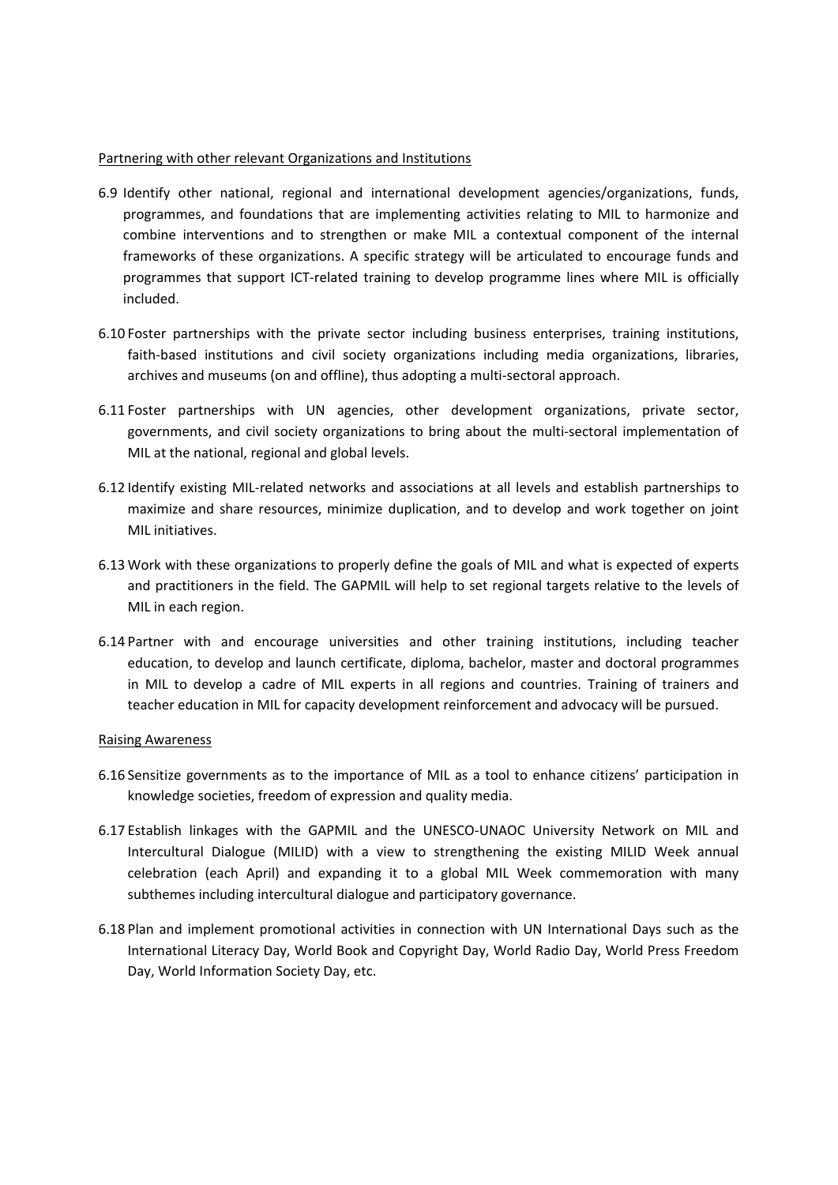Partnering with other relevant Organizations and Institutions

6.9 Identify other national, regional and international development agencies/organizations, funds, programmes, and foundations that are implementing activities relating to MIL to harmonize and combine interventions and to strengthen or make MIL a contextual component of the internal frameworks of these organizations. A specific strategy will be articulated to encourage funds and programmes that support ICT-related training to develop programme lines where MIL is officially included.

6.10 Foster partnerships with the private sector including business enterprises, training institutions, faith-based institutions and civil society organizations including media organizations, libraries, archives and museums (on and offline), thus adopting a multi-sectoral approach.

6.11 Foster partnerships with UN agencies, other development organizations, private sector, governments, and civil society organizations to bring about the multi-sectoral implementation of MIL at the national, regional and global levels.

6.12 Identify existing MIL-related networks and associations at all levels and establish partnerships to maximize and share resources, minimize duplication, and to develop and work together on joint MIL initiatives.

6.13 Work with these organizations to properly define the goals of MIL and what is expected of experts and practitioners in the field. The GAPMIL will help to set regional targets relative to the levels of MIL in each region.

6.14 Partner with and encourage universities and other training institutions, including teacher education, to develop and launch certificate, diploma, bachelor, master and doctoral programmes in MIL to develop a cadre of MIL experts in all regions and countries. Training of trainers and teacher education in MIL for capacity development reinforcement and advocacy will be pursued.

Raising Awareness

6.16 Sensitize governments as to the importance of MIL as a tool to enhance citizens' participation in knowledge societies, freedom of expression and quality media.

6.17 Establish linkages with the GAPMIL and the UNESCO-UNAOC University Network on MIL and Intercultural Dialogue (MILID) with a view to strengthening the existing MILID Week annual celebration (each April) and expanding it to a global MIL Week commemoration with many subthemes including intercultural dialogue and participatory governance.

6.18 Plan and implement promotional activities in connection with UN International Days such as the International Literacy Day, World Book and Copyright Day, World Radio Day, World Press Freedom Day, World Information Society Day, etc.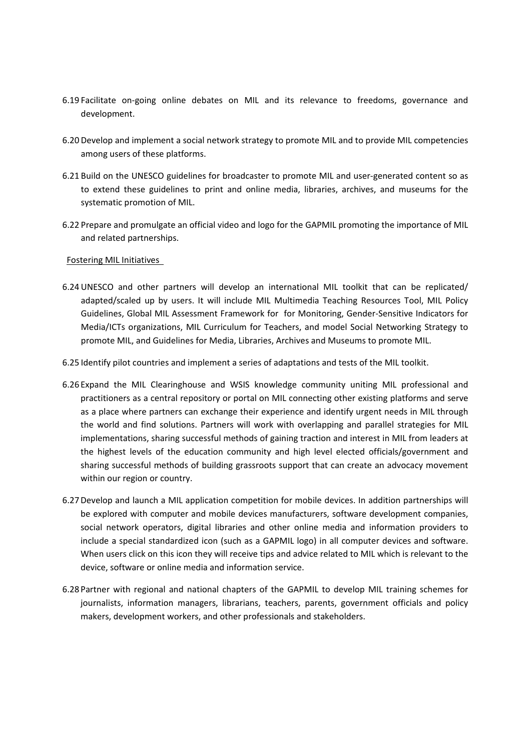6.19 Facilitate on-going online debates on MIL and its relevance to freedoms, governance and development.

6.20 Develop and implement a social network strategy to promote MIL and to provide MIL competencies among users of these platforms.

6.21 Build on the UNESCO guidelines for broadcaster to promote MIL and user-generated content so as to extend these guidelines to print and online media, libraries, archives, and museums for the systematic promotion of MIL.

6.22 Prepare and promulgate an official video and logo for the GAPMIL promoting the importance of MIL and related partnerships.

Fostering MIL Initiatives

6.24 UNESCO and other partners will develop an international MIL toolkit that can be replicated/ adapted/scaled up by users. It will include MIL Multimedia Teaching Resources Tool, MIL Policy Guidelines, Global MIL Assessment Framework for for Monitoring, Gender-Sensitive Indicators for Media/ICTs organizations, MIL Curriculum for Teachers, and model Social Networking Strategy to promote MIL, and Guidelines for Media, Libraries, Archives and Museums to promote MIL.

6.25 Identify pilot countries and implement a series of adaptations and tests of the MIL toolkit.

6.26 Expand the MIL Clearinghouse and WSIS knowledge community uniting MIL professional and practitioners as a central repository or portal on MIL connecting other existing platforms and serve as a place where partners can exchange their experience and identify urgent needs in MIL through the world and find solutions. Partners will work with overlapping and parallel strategies for MIL implementations, sharing successful methods of gaining traction and interest in MIL from leaders at the highest levels of the education community and high level elected officials/government and sharing successful methods of building grassroots support that can create an advocacy movement within our region or country.

6.27 Develop and launch a MIL application competition for mobile devices. In addition partnerships will be explored with computer and mobile devices manufacturers, software development companies, social network operators, digital libraries and other online media and information providers to include a special standardized icon (such as a GAPMIL logo) in all computer devices and software. When users click on this icon they will receive tips and advice related to MIL which is relevant to the device, software or online media and information service.

6.28 Partner with regional and national chapters of the GAPMIL to develop MIL training schemes for journalists, information managers, librarians, teachers, parents, government officials and policy makers, development workers, and other professionals and stakeholders.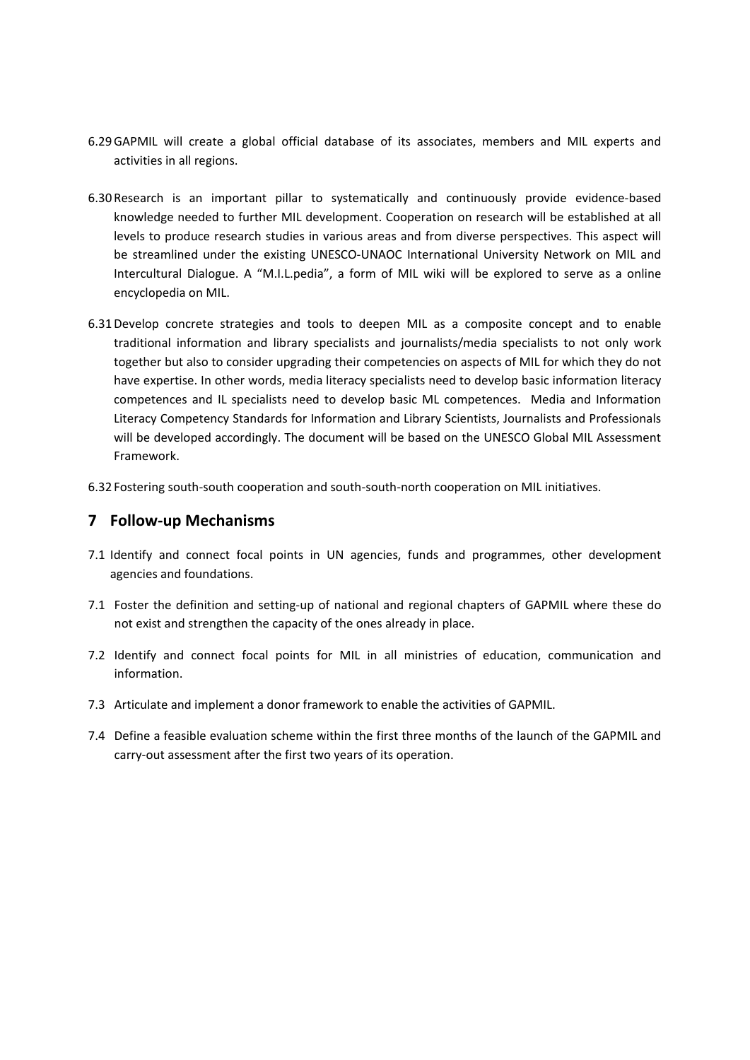6.29 GAPMIL will create a global official database of its associates, members and MIL experts and activities in all regions.

6.30 Research is an important pillar to systematically and continuously provide evidence-based knowledge needed to further MIL development. Cooperation on research will be established at all levels to produce research studies in various areas and from diverse perspectives. This aspect will be streamlined under the existing UNESCO-UNAOC International University Network on MIL and Intercultural Dialogue. A "M.I.L.pedia", a form of MIL wiki will be explored to serve as a online encyclopedia on MIL.

6.31 Develop concrete strategies and tools to deepen MIL as a composite concept and to enable traditional information and library specialists and journalists/media specialists to not only work together but also to consider upgrading their competencies on aspects of MIL for which they do not have expertise. In other words, media literacy specialists need to develop basic information literacy competences and IL specialists need to develop basic ML competences. Media and Information Literacy Competency Standards for Information and Library Scientists, Journalists and Professionals will be developed accordingly. The document will be based on the UNESCO Global MIL Assessment Framework.

6.32 Fostering south-south cooperation and south-south-north cooperation on MIL initiatives.

## 7 Follow-up Mechanisms

7.1 Identify and connect focal points in UN agencies, funds and programmes, other development agencies and foundations.

7.1 Foster the definition and setting-up of national and regional chapters of GAPMIL where these do not exist and strengthen the capacity of the ones already in place.

7.2 Identify and connect focal points for MIL in all ministries of education, communication and information.

7.3 Articulate and implement a donor framework to enable the activities of GAPMIL.

7.4 Define a feasible evaluation scheme within the first three months of the launch of the GAPMIL and carry-out assessment after the first two years of its operation.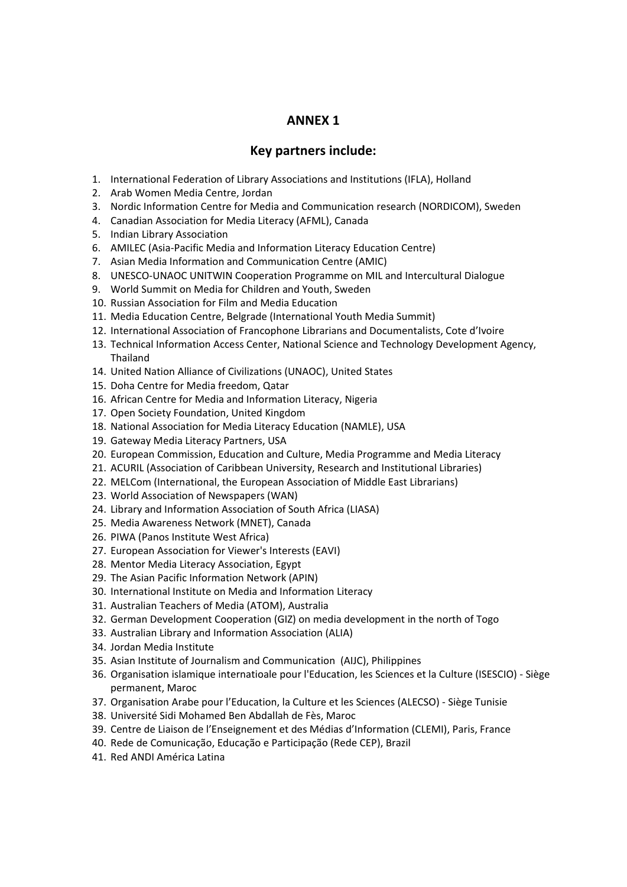## ANNEX 1

## Key partners include:

1. International Federation of Library Associations and Institutions (IFLA), Holland
2. Arab Women Media Centre, Jordan
3. Nordic Information Centre for Media and Communication research (NORDICOM), Sweden
4. Canadian Association for Media Literacy (AFML), Canada
5. Indian Library Association
6. AMILEC (Asia-Pacific Media and Information Literacy Education Centre)
7. Asian Media Information and Communication Centre (AMIC)
8. UNESCO-UNAOC UNITWIN Cooperation Programme on MIL and Intercultural Dialogue
9. World Summit on Media for Children and Youth, Sweden
10. Russian Association for Film and Media Education
11. Media Education Centre, Belgrade (International Youth Media Summit)
12. International Association of Francophone Librarians and Documentalists, Cote d'Ivoire
13. Technical Information Access Center, National Science and Technology Development Agency, Thailand
14. United Nation Alliance of Civilizations (UNAOC), United States
15. Doha Centre for Media freedom, Qatar
16. African Centre for Media and Information Literacy, Nigeria
17. Open Society Foundation, United Kingdom
18. National Association for Media Literacy Education (NAMLE), USA
19. Gateway Media Literacy Partners, USA
20. European Commission, Education and Culture, Media Programme and Media Literacy
21. ACURIL (Association of Caribbean University, Research and Institutional Libraries)
22. MELCom (International, the European Association of Middle East Librarians)
23. World Association of Newspapers (WAN)
24. Library and Information Association of South Africa (LIASA)
25. Media Awareness Network (MNET), Canada
26. PIWA (Panos Institute West Africa)
27. European Association for Viewer's Interests (EAVI)
28. Mentor Media Literacy Association, Egypt
29. The Asian Pacific Information Network (APIN)
30. International Institute on Media and Information Literacy
31. Australian Teachers of Media (ATOM), Australia
32. German Development Cooperation (GIZ) on media development in the north of Togo
33. Australian Library and Information Association (ALIA)
34. Jordan Media Institute
35. Asian Institute of Journalism and Communication (AIJC), Philippines
36. Organisation islamique internatioale pour l'Education, les Sciences et la Culture (ISESCIO) - Siège permanent, Maroc
37. Organisation Arabe pour l'Education, la Culture et les Sciences (ALECSO) - Siège Tunisie
38. Université Sidi Mohamed Ben Abdallah de Fès, Maroc
39. Centre de Liaison de l'Enseignement et des Médias d'Information (CLEMI), Paris, France
40. Rede de Comunicação, Educação e Participação (Rede CEP), Brazil
41. Red ANDI América Latina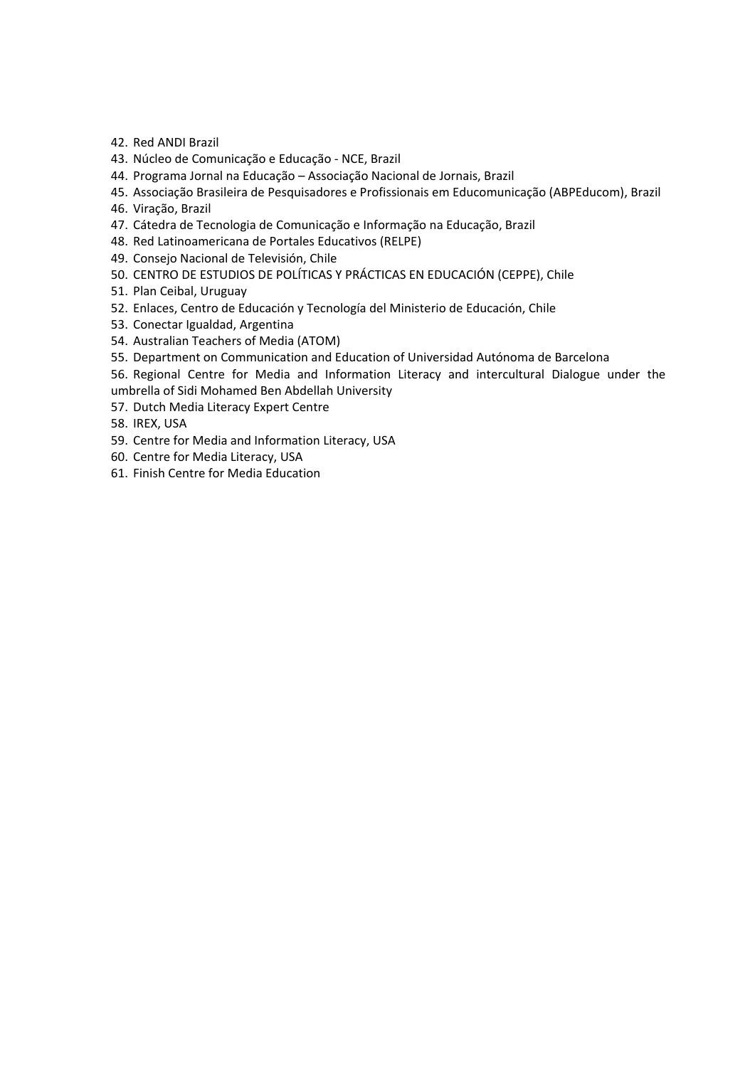42. Red ANDI Brazil
43. Núcleo de Comunicação e Educação - NCE, Brazil
44. Programa Jornal na Educação – Associação Nacional de Jornais, Brazil
45. Associação Brasileira de Pesquisadores e Profissionais em Educomunicação (ABPEducom), Brazil
46. Viração, Brazil
47. Cátedra de Tecnologia de Comunicação e Informação na Educação, Brazil
48. Red Latinoamericana de Portales Educativos (RELPE)
49. Consejo Nacional de Televisión, Chile
50. CENTRO DE ESTUDIOS DE POLÍTICAS Y PRÁCTICAS EN EDUCACIÓN (CEPPE), Chile
51. Plan Ceibal, Uruguay
52. Enlaces, Centro de Educación y Tecnología del Ministerio de Educación, Chile
53. Conectar Igualdad, Argentina
54. Australian Teachers of Media (ATOM)
55. Department on Communication and Education of Universidad Autónoma de Barcelona
56. Regional Centre for Media and Information Literacy and intercultural Dialogue under the umbrella of Sidi Mohamed Ben Abdellah University
57. Dutch Media Literacy Expert Centre
58. IREX, USA
59. Centre for Media and Information Literacy, USA
60. Centre for Media Literacy, USA
61. Finish Centre for Media Education